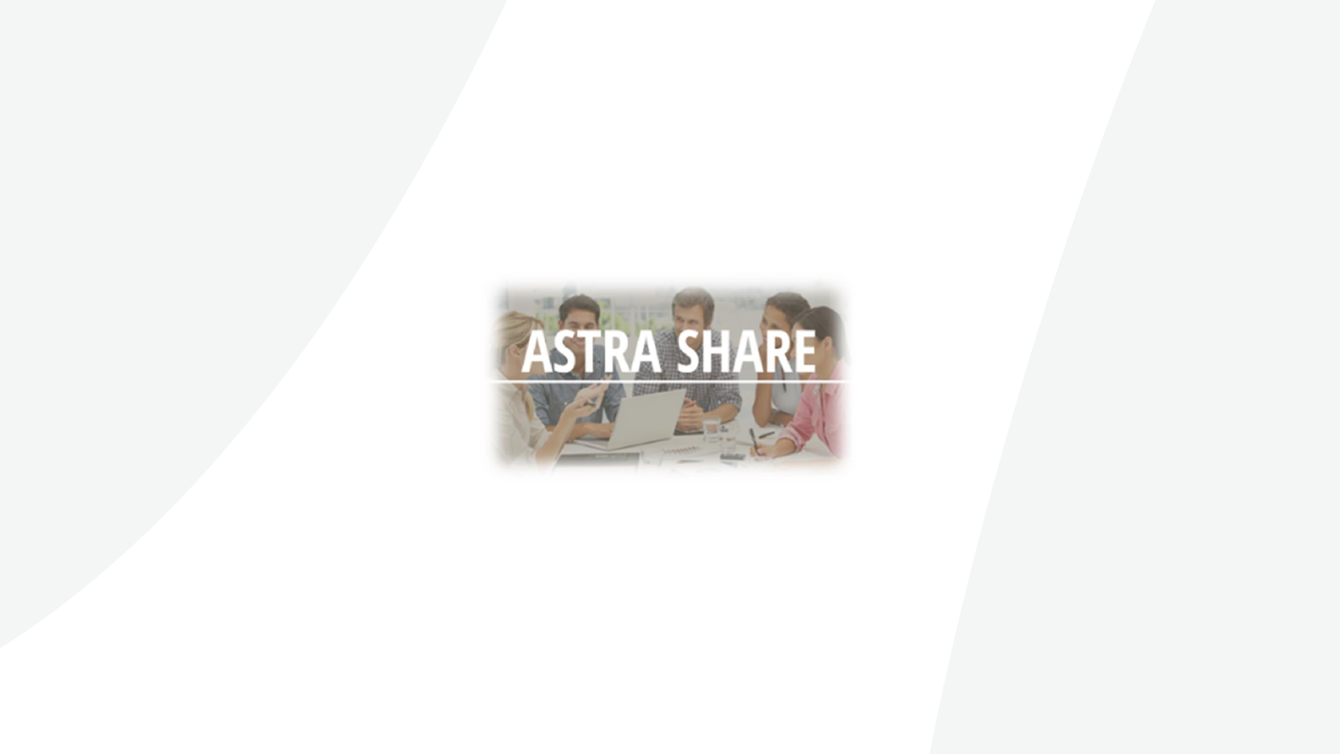# ASTRA SHARE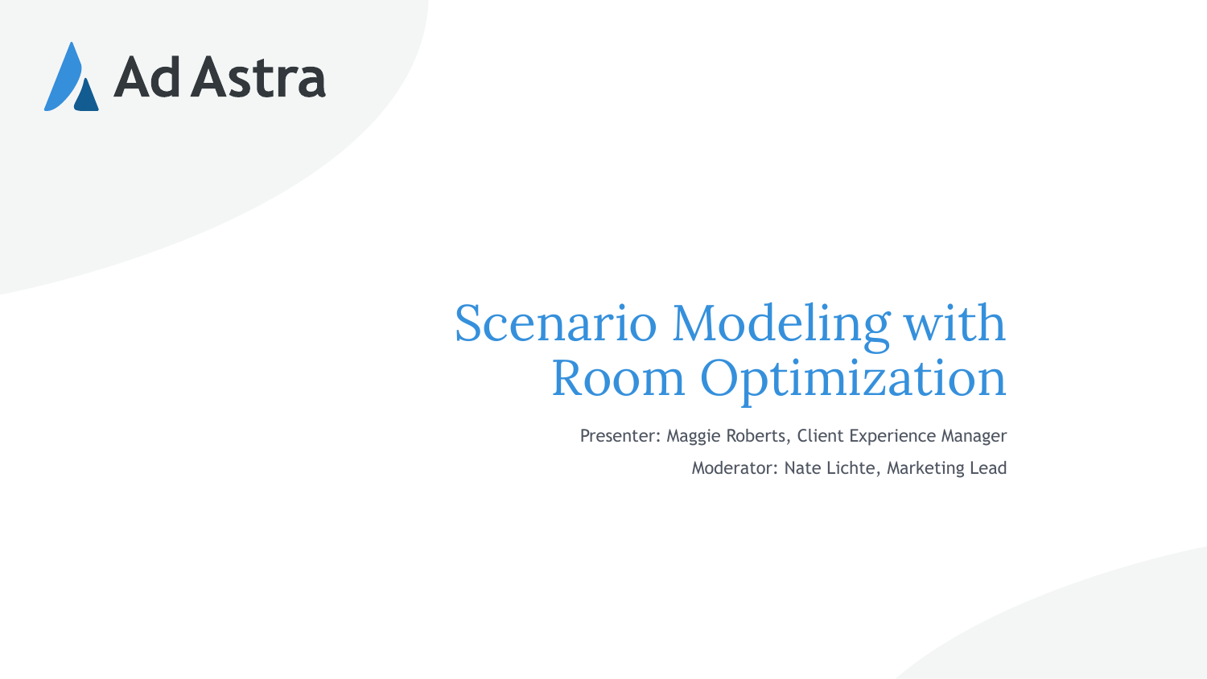Ad Astra

# Scenario Modeling with Room Optimization

Presenter: Maggie Roberts, Client Experience Manager

Moderator: Nate Lichte, Marketing Lead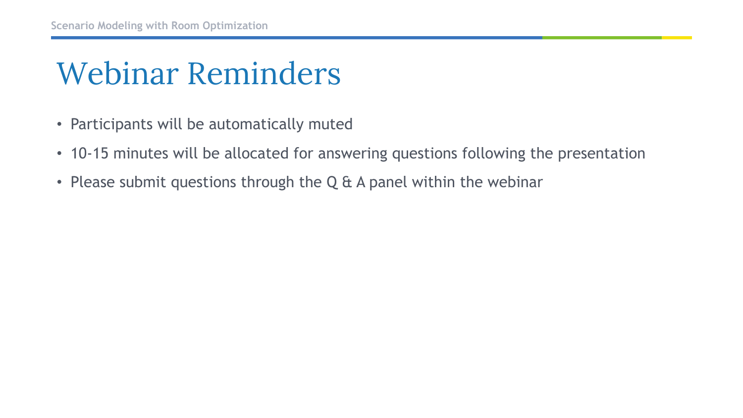# Webinar Reminders

- Participants will be automatically muted
- 10-15 minutes will be allocated for answering questions following the presentation
- Please submit questions through the Q & A panel within the webinar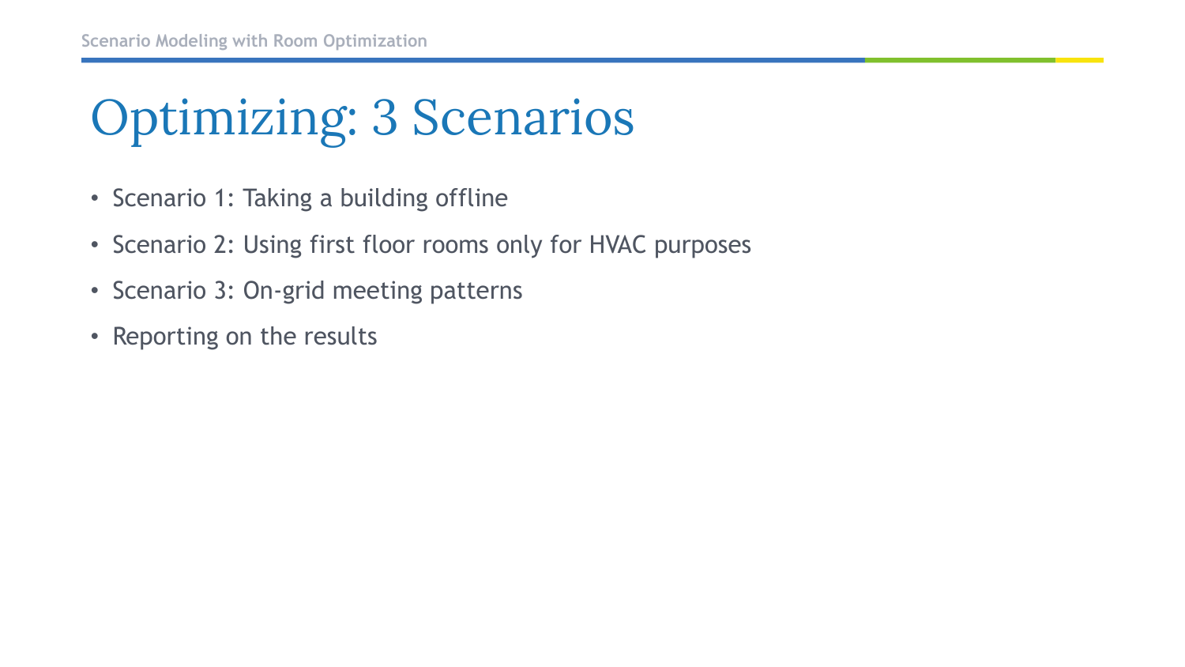# Optimizing: 3 Scenarios

- Scenario 1: Taking a building offline
- Scenario 2: Using first floor rooms only for HVAC purposes
- Scenario 3: On-grid meeting patterns
- Reporting on the results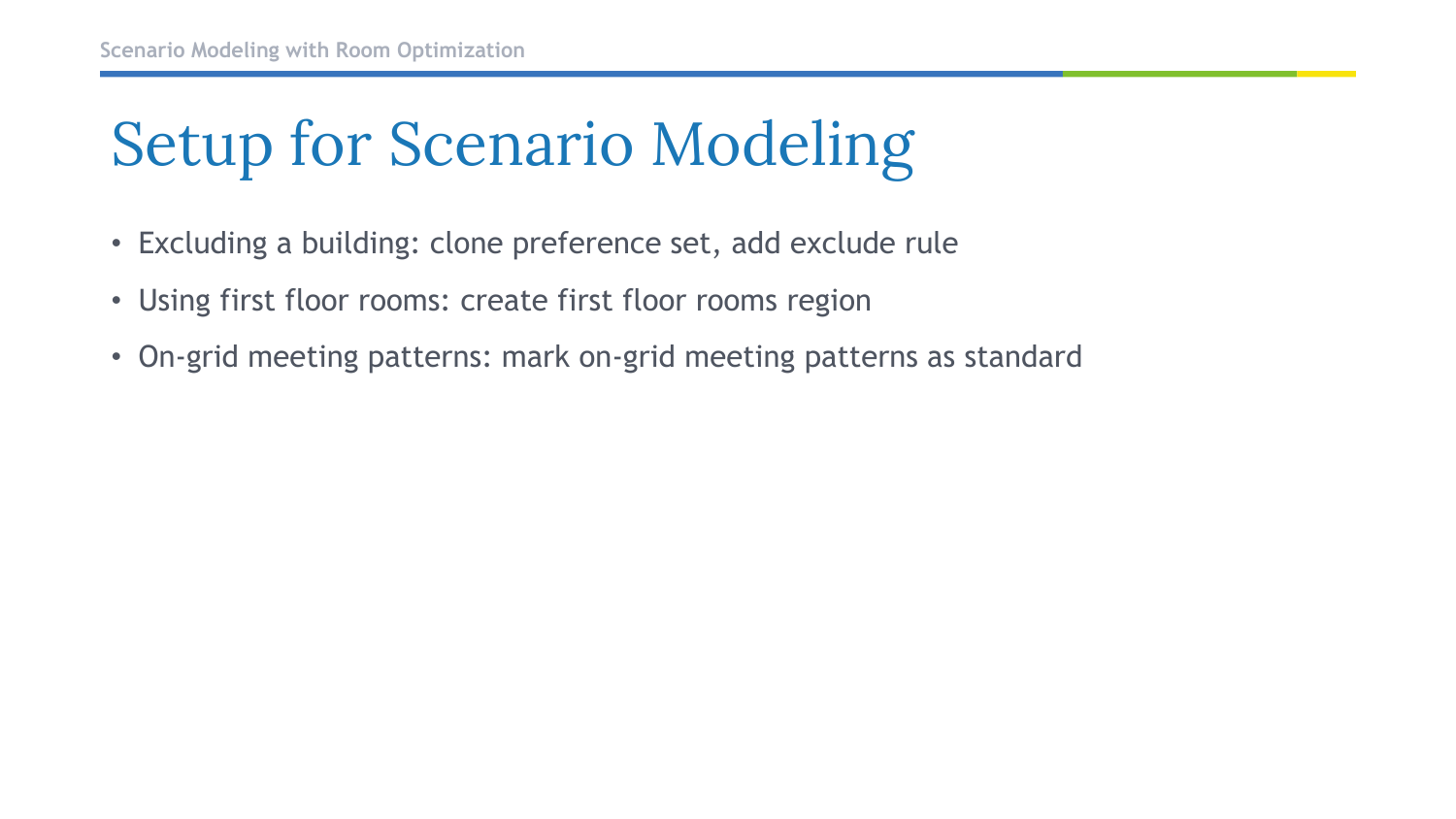# Setup for Scenario Modeling

- Excluding a building: clone preference set, add exclude rule
- Using first floor rooms: create first floor rooms region
- On-grid meeting patterns: mark on-grid meeting patterns as standard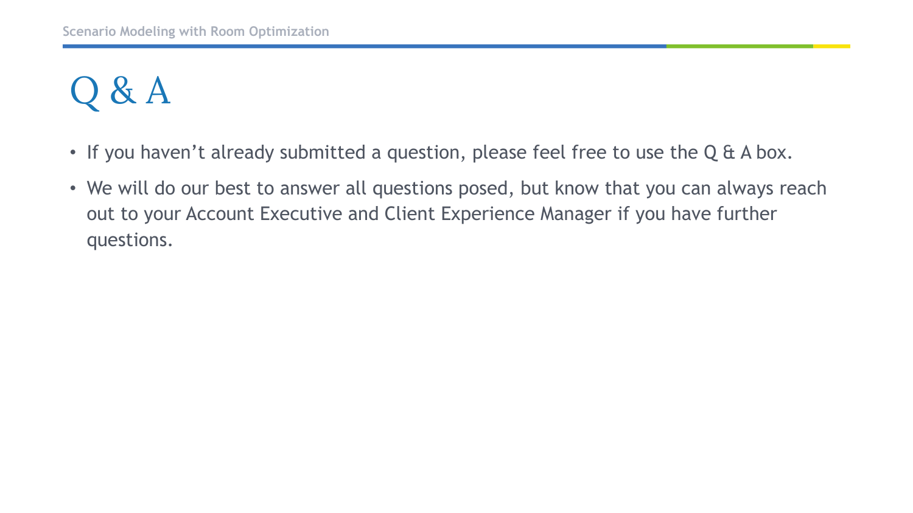# Q & A

- If you haven't already submitted a question, please feel free to use the Q & A box.
- We will do our best to answer all questions posed, but know that you can always reach out to your Account Executive and Client Experience Manager if you have further questions.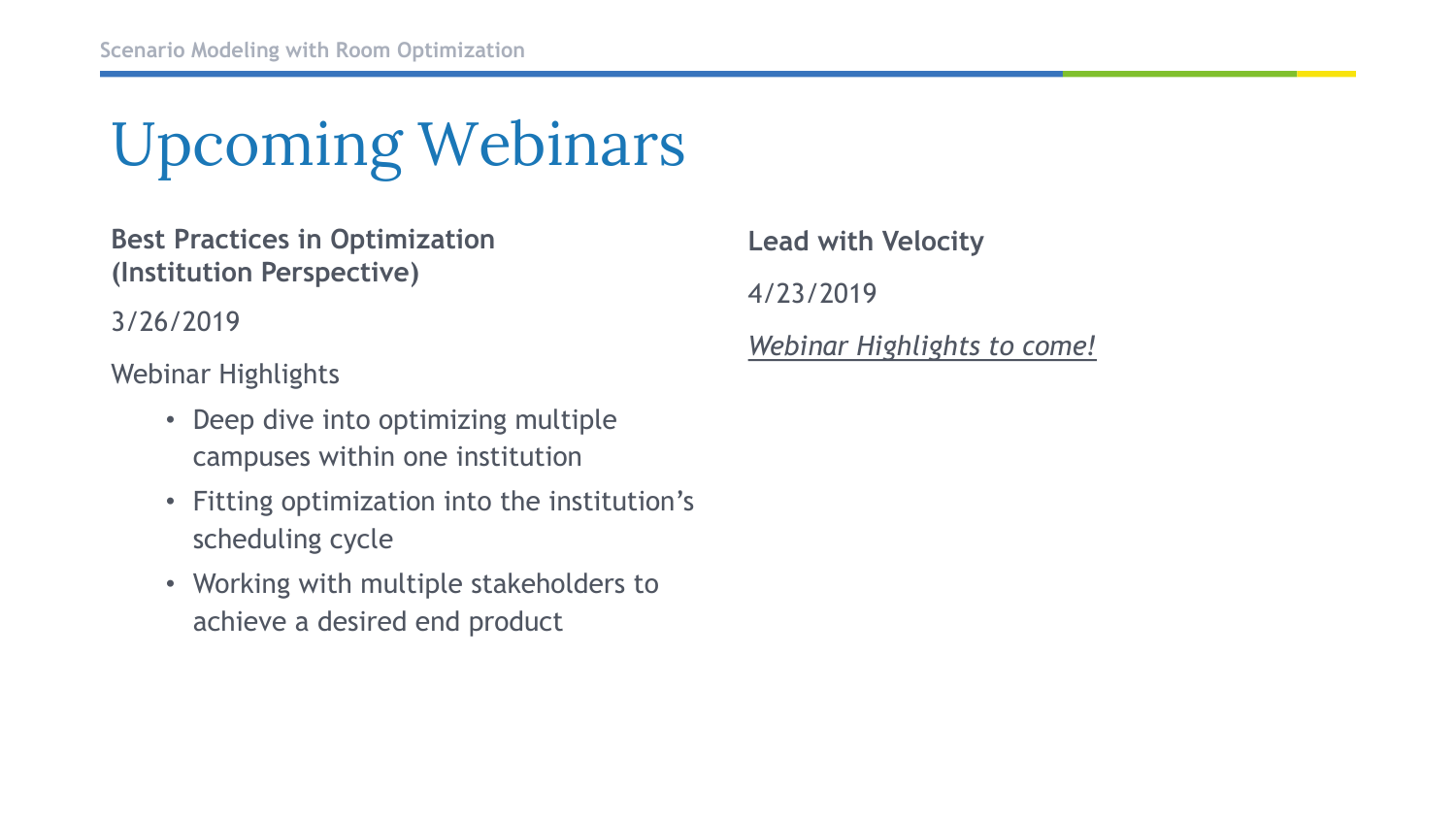# Upcoming Webinars

**Best Practices in Optimization (Institution Perspective)**

3/26/2019

Webinar Highlights

- Deep dive into optimizing multiple campuses within one institution
- Fitting optimization into the institution's scheduling cycle
- Working with multiple stakeholders to achieve a desired end product

**Lead with Velocity**

4/23/2019

*Webinar Highlights to come!*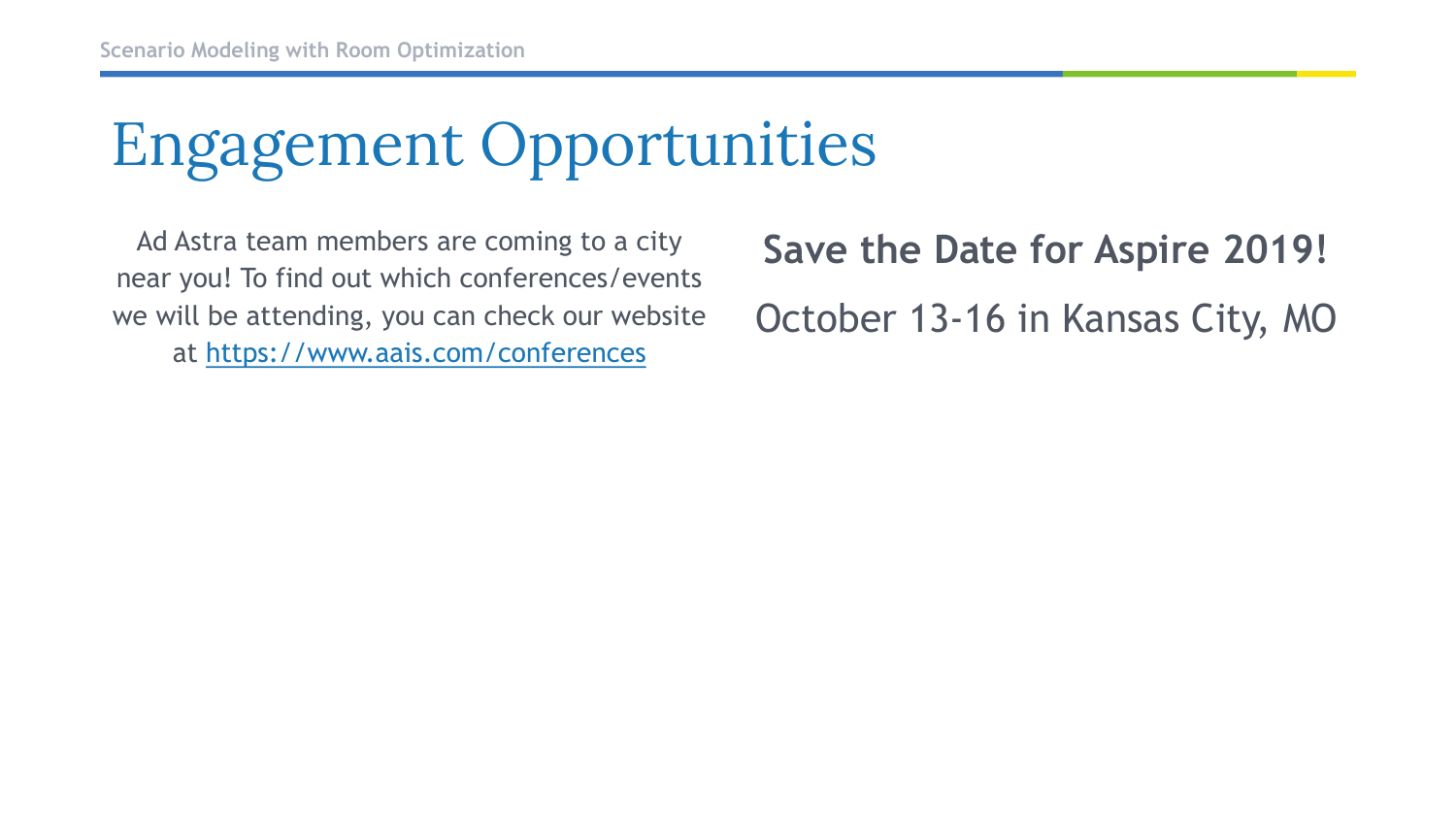# Engagement Opportunities

Ad Astra team members are coming to a city near you! To find out which conferences/events we will be attending, you can check our website at https://www.aais.com/conferences

**Save the Date for Aspire 2019!**

October 13-16 in Kansas City, MO